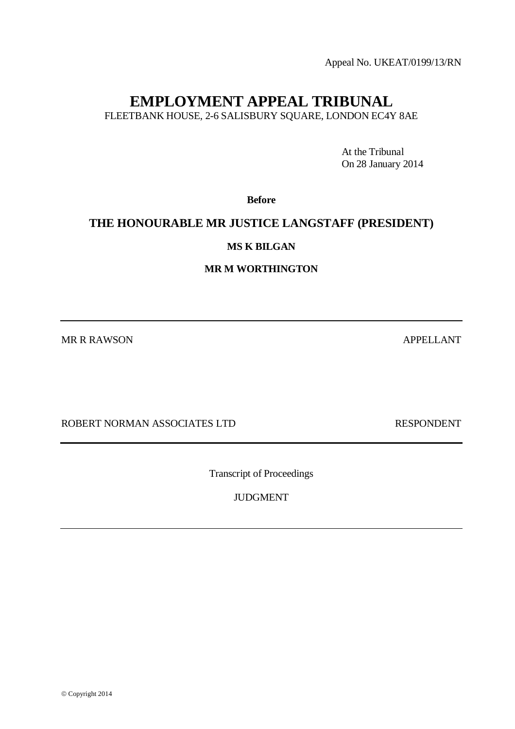Appeal No. UKEAT/0199/13/RN

# EMPLOYMENT APPEAL TRIBUNAL

FLEETBANK HOUSE, 2-6 SALISBURY SQUARE, LONDON EC4Y 8AE

At the Tribunal
On 28 January 2014

**Before**

**THE HONOURABLE MR JUSTICE LANGSTAFF (PRESIDENT)**

**MS K BILGAN**

**MR M WORTHINGTON**

---

MR R RAWSON APPELLANT

ROBERT NORMAN ASSOCIATES LTD RESPONDENT

---

Transcript of Proceedings

JUDGMENT

---

© Copyright 2014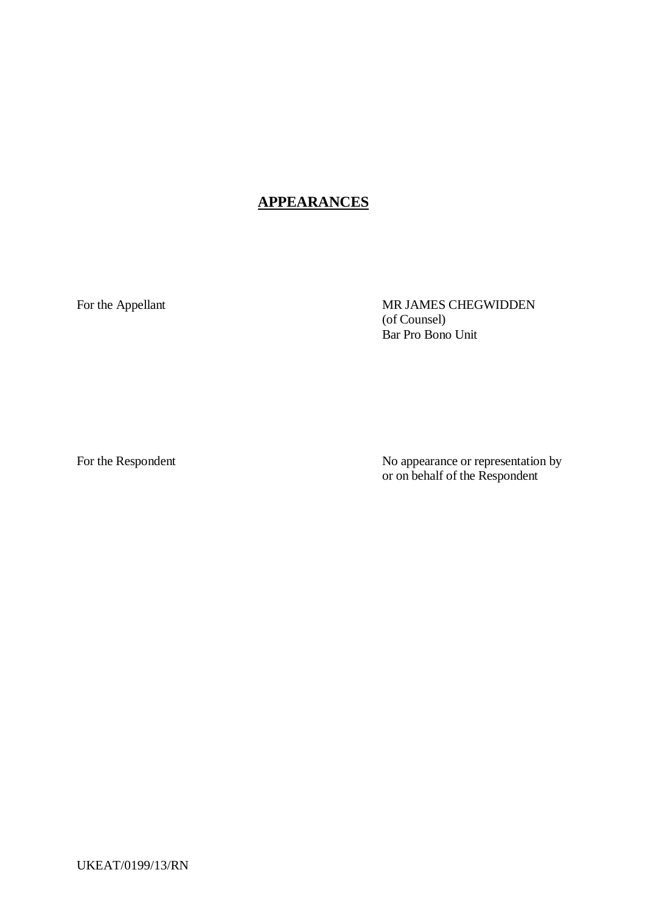## **APPEARANCES**

| | |
|---|---|
| For the Appellant | MR JAMES CHEGWIDDEN<br>(of Counsel)<br>Bar Pro Bono Unit |
| For the Respondent | No appearance or representation by or on behalf of the Respondent |

UKEAT/0199/13/RN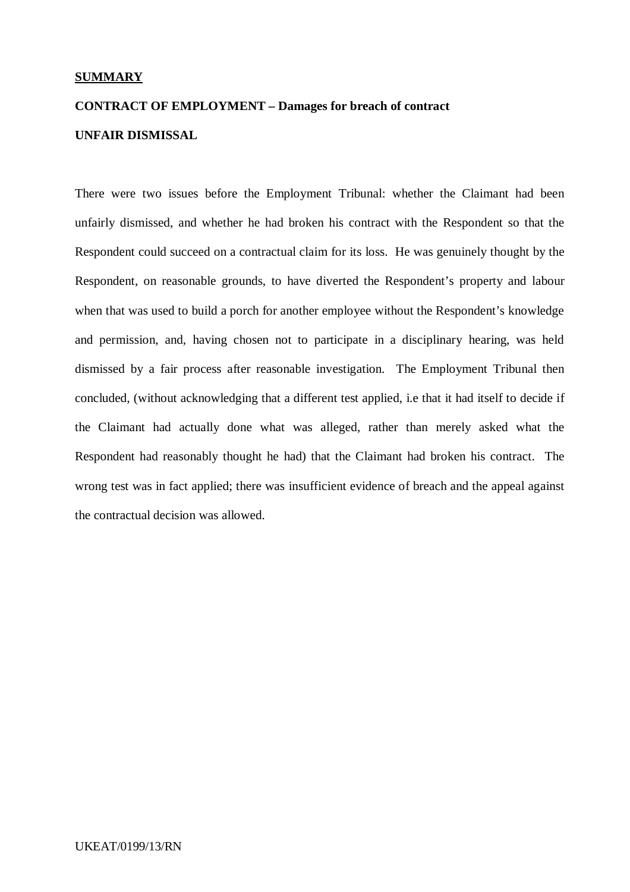**SUMMARY**

**CONTRACT OF EMPLOYMENT – Damages for breach of contract**

**UNFAIR DISMISSAL**

There were two issues before the Employment Tribunal: whether the Claimant had been unfairly dismissed, and whether he had broken his contract with the Respondent so that the Respondent could succeed on a contractual claim for its loss. He was genuinely thought by the Respondent, on reasonable grounds, to have diverted the Respondent's property and labour when that was used to build a porch for another employee without the Respondent's knowledge and permission, and, having chosen not to participate in a disciplinary hearing, was held dismissed by a fair process after reasonable investigation. The Employment Tribunal then concluded, (without acknowledging that a different test applied, i.e that it had itself to decide if the Claimant had actually done what was alleged, rather than merely asked what the Respondent had reasonably thought he had) that the Claimant had broken his contract. The wrong test was in fact applied; there was insufficient evidence of breach and the appeal against the contractual decision was allowed.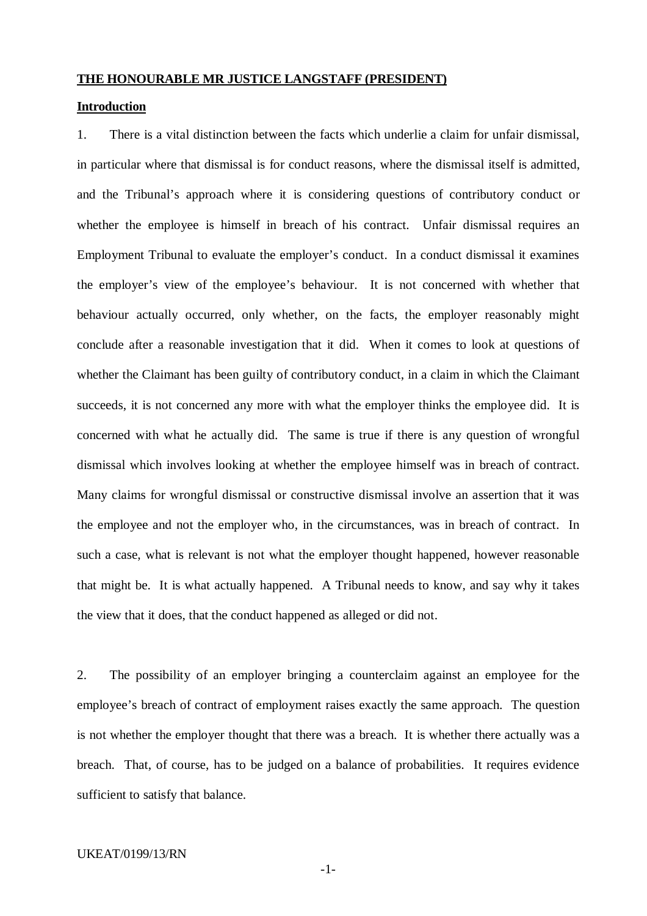**THE HONOURABLE MR JUSTICE LANGSTAFF (PRESIDENT)**

**Introduction**

1. There is a vital distinction between the facts which underlie a claim for unfair dismissal, in particular where that dismissal is for conduct reasons, where the dismissal itself is admitted, and the Tribunal's approach where it is considering questions of contributory conduct or whether the employee is himself in breach of his contract. Unfair dismissal requires an Employment Tribunal to evaluate the employer's conduct. In a conduct dismissal it examines the employer's view of the employee's behaviour. It is not concerned with whether that behaviour actually occurred, only whether, on the facts, the employer reasonably might conclude after a reasonable investigation that it did. When it comes to look at questions of whether the Claimant has been guilty of contributory conduct, in a claim in which the Claimant succeeds, it is not concerned any more with what the employer thinks the employee did. It is concerned with what he actually did. The same is true if there is any question of wrongful dismissal which involves looking at whether the employee himself was in breach of contract. Many claims for wrongful dismissal or constructive dismissal involve an assertion that it was the employee and not the employer who, in the circumstances, was in breach of contract. In such a case, what is relevant is not what the employer thought happened, however reasonable that might be. It is what actually happened. A Tribunal needs to know, and say why it takes the view that it does, that the conduct happened as alleged or did not.

2. The possibility of an employer bringing a counterclaim against an employee for the employee's breach of contract of employment raises exactly the same approach. The question is not whether the employer thought that there was a breach. It is whether there actually was a breach. That, of course, has to be judged on a balance of probabilities. It requires evidence sufficient to satisfy that balance.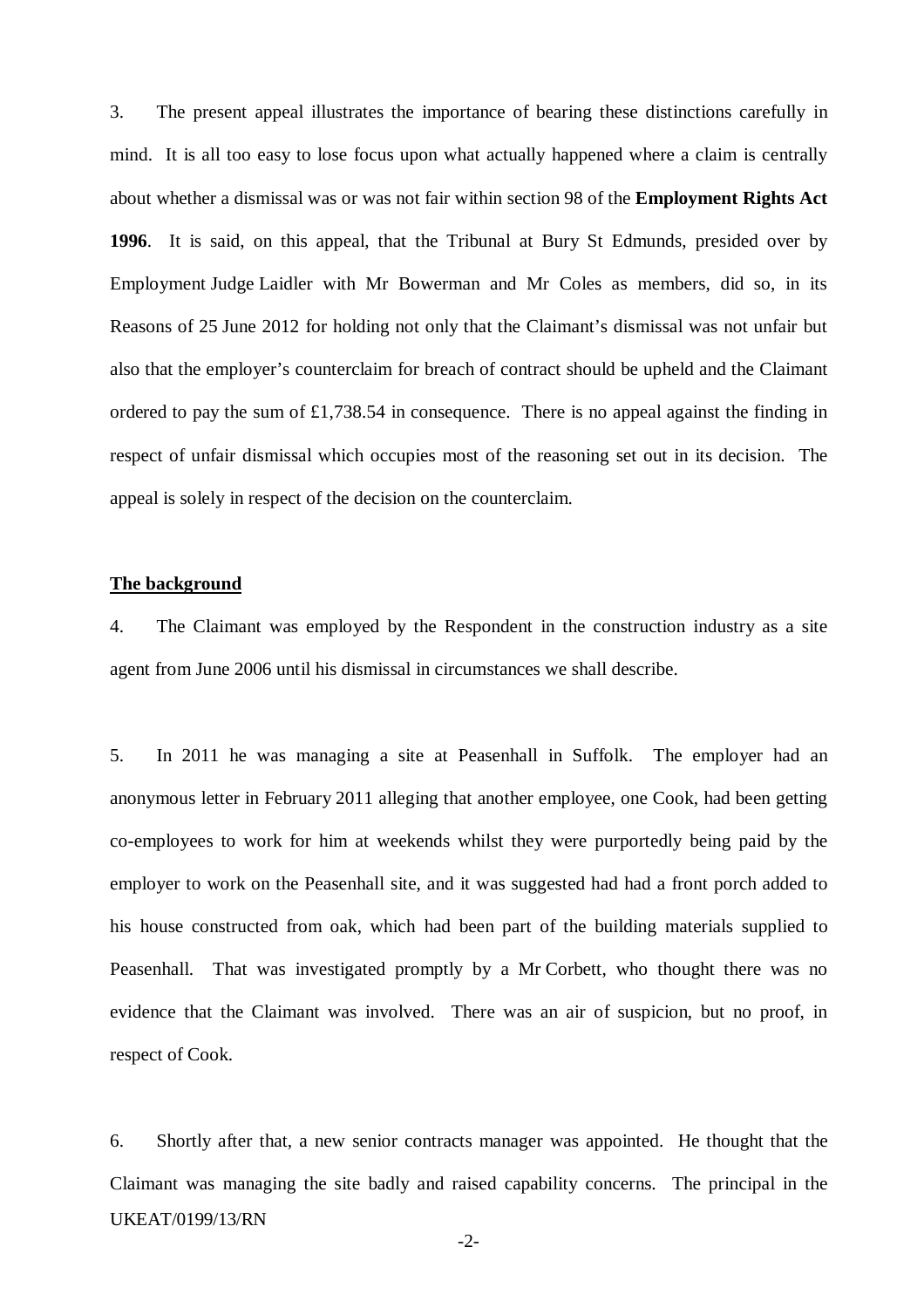3. The present appeal illustrates the importance of bearing these distinctions carefully in mind. It is all too easy to lose focus upon what actually happened where a claim is centrally about whether a dismissal was or was not fair within section 98 of the **Employment Rights Act 1996**. It is said, on this appeal, that the Tribunal at Bury St Edmunds, presided over by Employment Judge Laidler with Mr Bowerman and Mr Coles as members, did so, in its Reasons of 25 June 2012 for holding not only that the Claimant's dismissal was not unfair but also that the employer's counterclaim for breach of contract should be upheld and the Claimant ordered to pay the sum of £1,738.54 in consequence. There is no appeal against the finding in respect of unfair dismissal which occupies most of the reasoning set out in its decision. The appeal is solely in respect of the decision on the counterclaim.

**The background**

4. The Claimant was employed by the Respondent in the construction industry as a site agent from June 2006 until his dismissal in circumstances we shall describe.

5. In 2011 he was managing a site at Peasenhall in Suffolk. The employer had an anonymous letter in February 2011 alleging that another employee, one Cook, had been getting co-employees to work for him at weekends whilst they were purportedly being paid by the employer to work on the Peasenhall site, and it was suggested had had a front porch added to his house constructed from oak, which had been part of the building materials supplied to Peasenhall. That was investigated promptly by a Mr Corbett, who thought there was no evidence that the Claimant was involved. There was an air of suspicion, but no proof, in respect of Cook.

6. Shortly after that, a new senior contracts manager was appointed. He thought that the Claimant was managing the site badly and raised capability concerns. The principal in the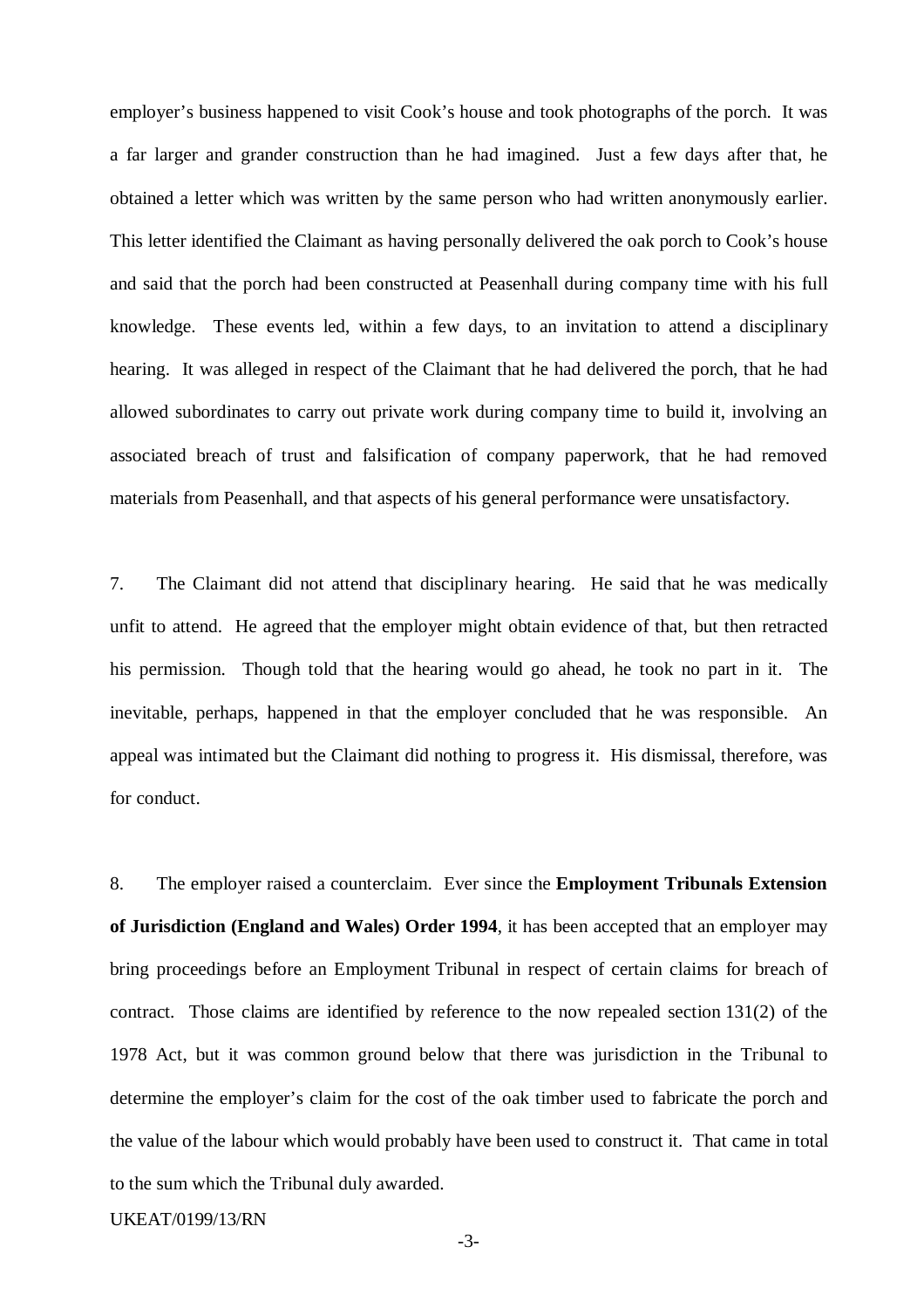employer's business happened to visit Cook's house and took photographs of the porch. It was a far larger and grander construction than he had imagined. Just a few days after that, he obtained a letter which was written by the same person who had written anonymously earlier. This letter identified the Claimant as having personally delivered the oak porch to Cook's house and said that the porch had been constructed at Peasenhall during company time with his full knowledge. These events led, within a few days, to an invitation to attend a disciplinary hearing. It was alleged in respect of the Claimant that he had delivered the porch, that he had allowed subordinates to carry out private work during company time to build it, involving an associated breach of trust and falsification of company paperwork, that he had removed materials from Peasenhall, and that aspects of his general performance were unsatisfactory.

7. The Claimant did not attend that disciplinary hearing. He said that he was medically unfit to attend. He agreed that the employer might obtain evidence of that, but then retracted his permission. Though told that the hearing would go ahead, he took no part in it. The inevitable, perhaps, happened in that the employer concluded that he was responsible. An appeal was intimated but the Claimant did nothing to progress it. His dismissal, therefore, was for conduct.

8. The employer raised a counterclaim. Ever since the **Employment Tribunals Extension of Jurisdiction (England and Wales) Order 1994**, it has been accepted that an employer may bring proceedings before an Employment Tribunal in respect of certain claims for breach of contract. Those claims are identified by reference to the now repealed section 131(2) of the 1978 Act, but it was common ground below that there was jurisdiction in the Tribunal to determine the employer's claim for the cost of the oak timber used to fabricate the porch and the value of the labour which would probably have been used to construct it. That came in total to the sum which the Tribunal duly awarded.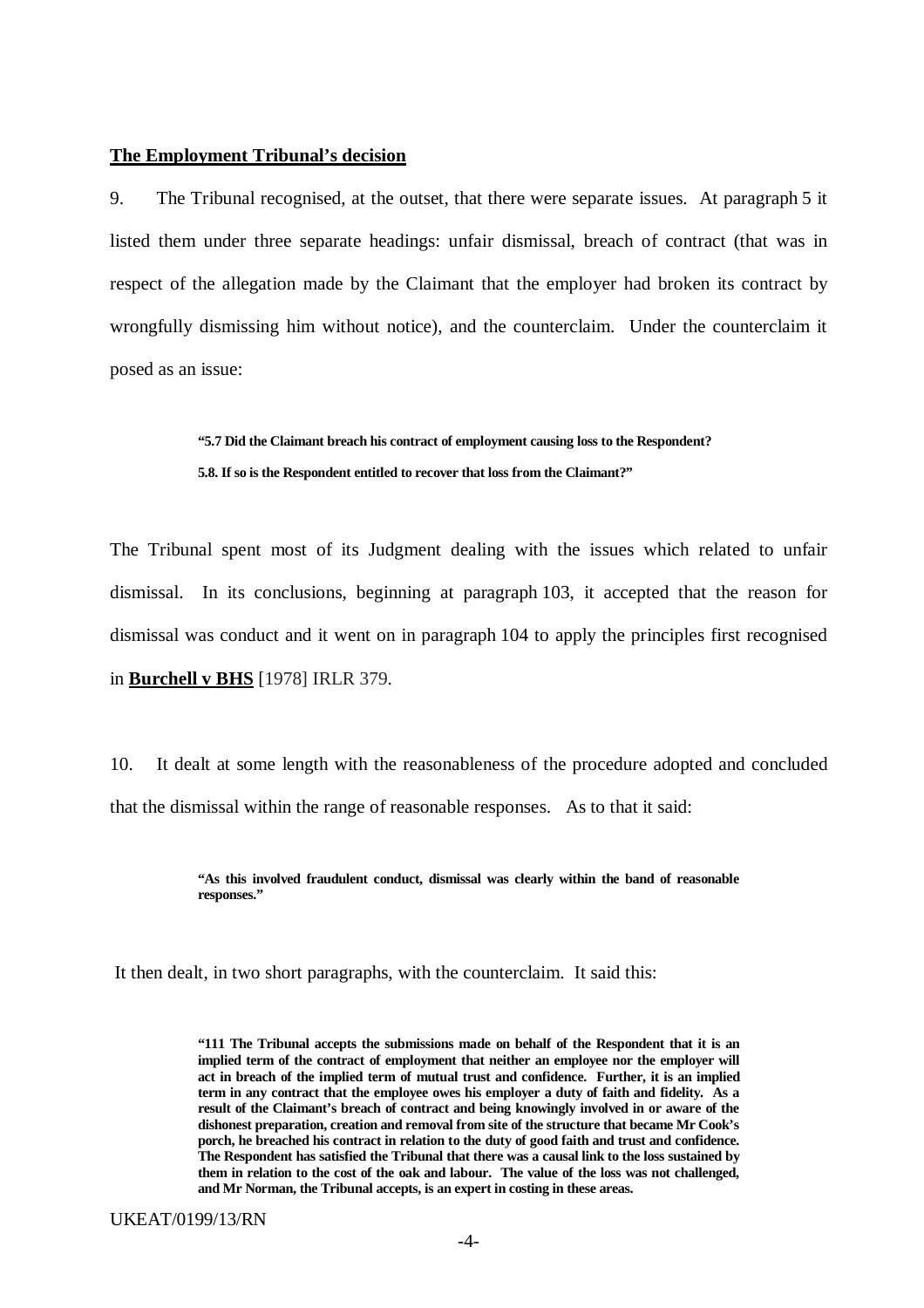**The Employment Tribunal's decision**

9. The Tribunal recognised, at the outset, that there were separate issues. At paragraph 5 it listed them under three separate headings: unfair dismissal, breach of contract (that was in respect of the allegation made by the Claimant that the employer had broken its contract by wrongfully dismissing him without notice), and the counterclaim. Under the counterclaim it posed as an issue:

> **"5.7 Did the Claimant breach his contract of employment causing loss to the Respondent?**
>
> **5.8. If so is the Respondent entitled to recover that loss from the Claimant?"**

The Tribunal spent most of its Judgment dealing with the issues which related to unfair dismissal. In its conclusions, beginning at paragraph 103, it accepted that the reason for dismissal was conduct and it went on in paragraph 104 to apply the principles first recognised in **Burchell v BHS** [1978] IRLR 379.

10. It dealt at some length with the reasonableness of the procedure adopted and concluded that the dismissal within the range of reasonable responses. As to that it said:

> **"As this involved fraudulent conduct, dismissal was clearly within the band of reasonable responses."**

It then dealt, in two short paragraphs, with the counterclaim. It said this:

> **"111 The Tribunal accepts the submissions made on behalf of the Respondent that it is an implied term of the contract of employment that neither an employee nor the employer will act in breach of the implied term of mutual trust and confidence. Further, it is an implied term in any contract that the employee owes his employer a duty of faith and fidelity. As a result of the Claimant's breach of contract and being knowingly involved in or aware of the dishonest preparation, creation and removal from site of the structure that became Mr Cook's porch, he breached his contract in relation to the duty of good faith and trust and confidence. The Respondent has satisfied the Tribunal that there was a causal link to the loss sustained by them in relation to the cost of the oak and labour. The value of the loss was not challenged, and Mr Norman, the Tribunal accepts, is an expert in costing in these areas.**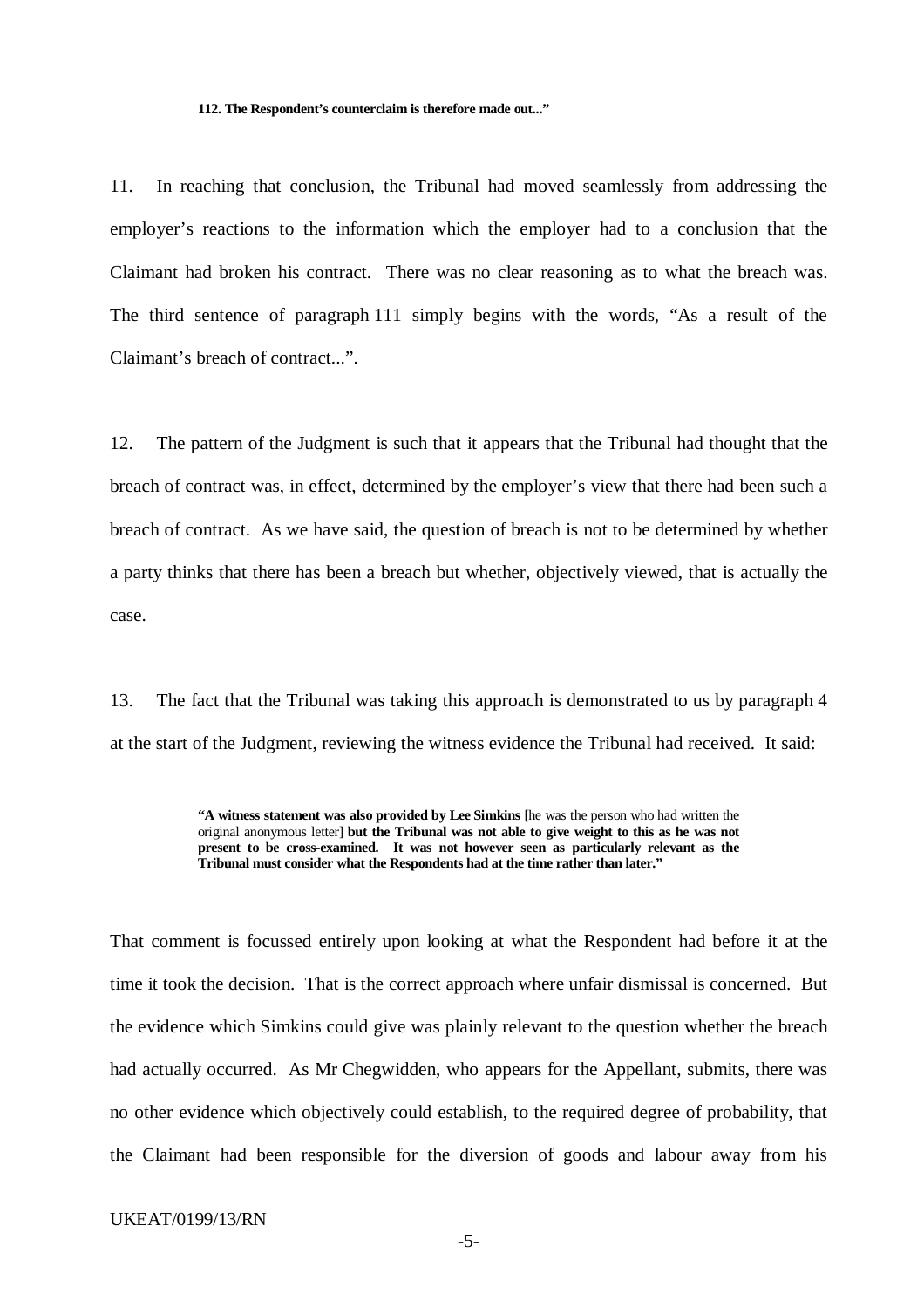**112. The Respondent's counterclaim is therefore made out..."**

11. In reaching that conclusion, the Tribunal had moved seamlessly from addressing the employer's reactions to the information which the employer had to a conclusion that the Claimant had broken his contract. There was no clear reasoning as to what the breach was. The third sentence of paragraph 111 simply begins with the words, "As a result of the Claimant's breach of contract...".

12. The pattern of the Judgment is such that it appears that the Tribunal had thought that the breach of contract was, in effect, determined by the employer's view that there had been such a breach of contract. As we have said, the question of breach is not to be determined by whether a party thinks that there has been a breach but whether, objectively viewed, that is actually the case.

13. The fact that the Tribunal was taking this approach is demonstrated to us by paragraph 4 at the start of the Judgment, reviewing the witness evidence the Tribunal had received. It said:

> **"A witness statement was also provided by Lee Simkins** [he was the person who had written the original anonymous letter] **but the Tribunal was not able to give weight to this as he was not present to be cross-examined. It was not however seen as particularly relevant as the Tribunal must consider what the Respondents had at the time rather than later."**

That comment is focussed entirely upon looking at what the Respondent had before it at the time it took the decision. That is the correct approach where unfair dismissal is concerned. But the evidence which Simkins could give was plainly relevant to the question whether the breach had actually occurred. As Mr Chegwidden, who appears for the Appellant, submits, there was no other evidence which objectively could establish, to the required degree of probability, that the Claimant had been responsible for the diversion of goods and labour away from his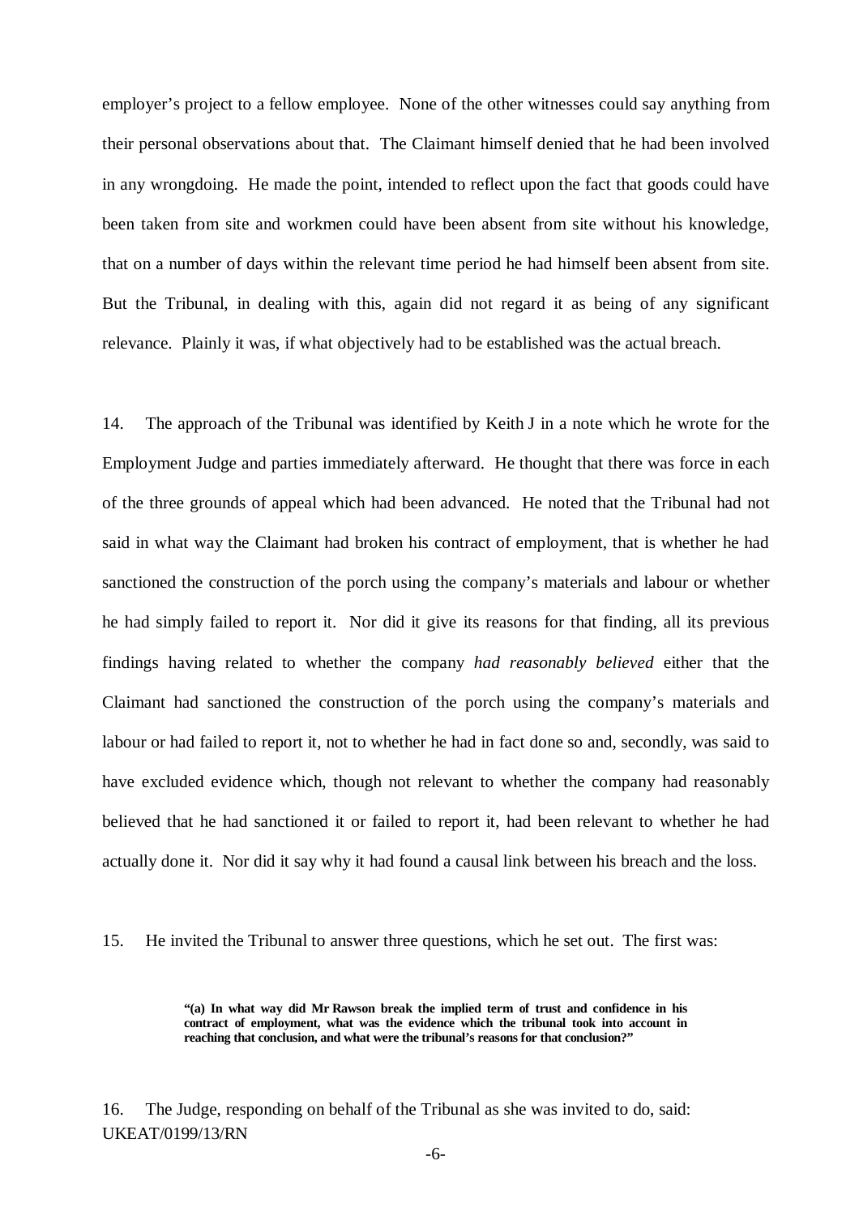employer's project to a fellow employee. None of the other witnesses could say anything from their personal observations about that. The Claimant himself denied that he had been involved in any wrongdoing. He made the point, intended to reflect upon the fact that goods could have been taken from site and workmen could have been absent from site without his knowledge, that on a number of days within the relevant time period he had himself been absent from site. But the Tribunal, in dealing with this, again did not regard it as being of any significant relevance. Plainly it was, if what objectively had to be established was the actual breach.

14. The approach of the Tribunal was identified by Keith J in a note which he wrote for the Employment Judge and parties immediately afterward. He thought that there was force in each of the three grounds of appeal which had been advanced. He noted that the Tribunal had not said in what way the Claimant had broken his contract of employment, that is whether he had sanctioned the construction of the porch using the company's materials and labour or whether he had simply failed to report it. Nor did it give its reasons for that finding, all its previous findings having related to whether the company *had reasonably believed* either that the Claimant had sanctioned the construction of the porch using the company's materials and labour or had failed to report it, not to whether he had in fact done so and, secondly, was said to have excluded evidence which, though not relevant to whether the company had reasonably believed that he had sanctioned it or failed to report it, had been relevant to whether he had actually done it. Nor did it say why it had found a causal link between his breach and the loss.

15. He invited the Tribunal to answer three questions, which he set out. The first was:

> **"(a) In what way did Mr Rawson break the implied term of trust and confidence in his contract of employment, what was the evidence which the tribunal took into account in reaching that conclusion, and what were the tribunal's reasons for that conclusion?"**

16. The Judge, responding on behalf of the Tribunal as she was invited to do, said: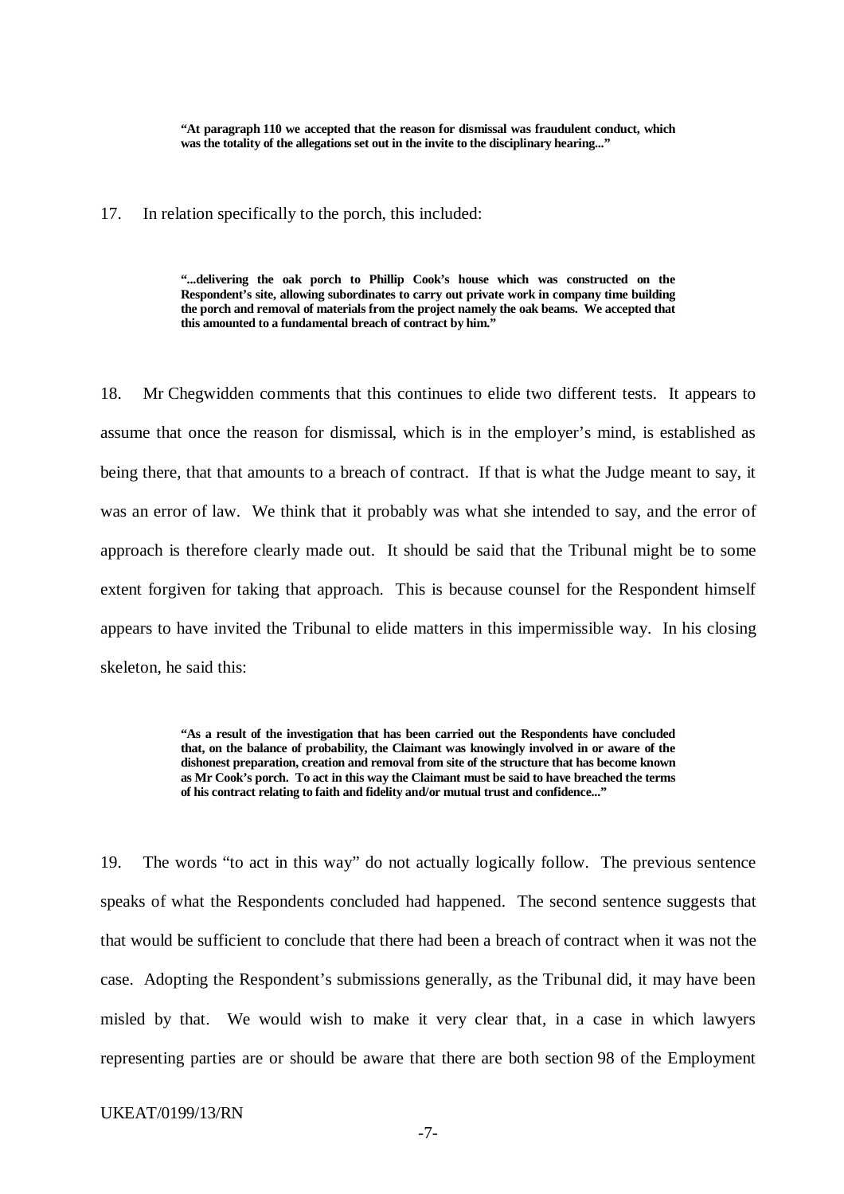> **"At paragraph 110 we accepted that the reason for dismissal was fraudulent conduct, which was the totality of the allegations set out in the invite to the disciplinary hearing..."**

17. In relation specifically to the porch, this included:

> **"...delivering the oak porch to Phillip Cook's house which was constructed on the Respondent's site, allowing subordinates to carry out private work in company time building the porch and removal of materials from the project namely the oak beams. We accepted that this amounted to a fundamental breach of contract by him."**

18. Mr Chegwidden comments that this continues to elide two different tests. It appears to assume that once the reason for dismissal, which is in the employer's mind, is established as being there, that that amounts to a breach of contract. If that is what the Judge meant to say, it was an error of law. We think that it probably was what she intended to say, and the error of approach is therefore clearly made out. It should be said that the Tribunal might be to some extent forgiven for taking that approach. This is because counsel for the Respondent himself appears to have invited the Tribunal to elide matters in this impermissible way. In his closing skeleton, he said this:

> **"As a result of the investigation that has been carried out the Respondents have concluded that, on the balance of probability, the Claimant was knowingly involved in or aware of the dishonest preparation, creation and removal from site of the structure that has become known as Mr Cook's porch. To act in this way the Claimant must be said to have breached the terms of his contract relating to faith and fidelity and/or mutual trust and confidence..."**

19. The words "to act in this way" do not actually logically follow. The previous sentence speaks of what the Respondents concluded had happened. The second sentence suggests that that would be sufficient to conclude that there had been a breach of contract when it was not the case. Adopting the Respondent's submissions generally, as the Tribunal did, it may have been misled by that. We would wish to make it very clear that, in a case in which lawyers representing parties are or should be aware that there are both section 98 of the Employment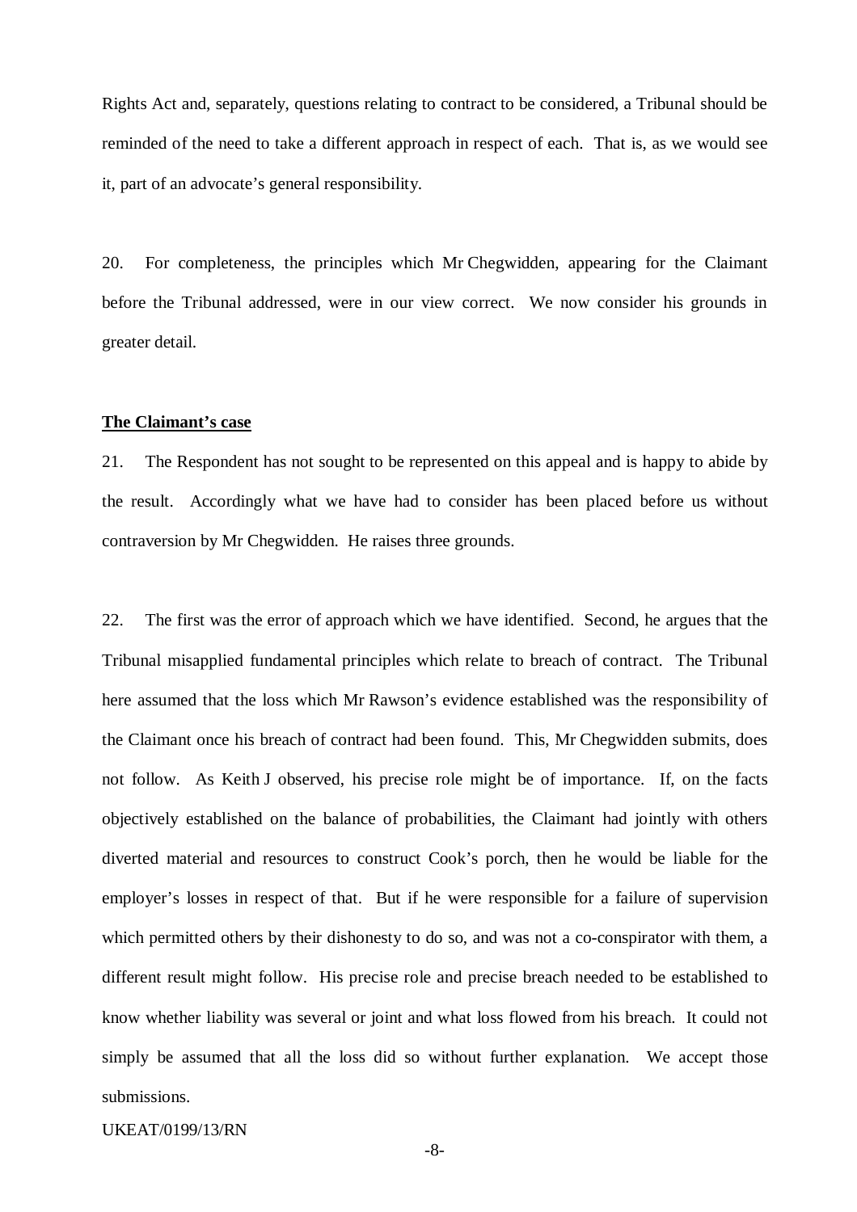Rights Act and, separately, questions relating to contract to be considered, a Tribunal should be reminded of the need to take a different approach in respect of each. That is, as we would see it, part of an advocate's general responsibility.

20. For completeness, the principles which Mr Chegwidden, appearing for the Claimant before the Tribunal addressed, were in our view correct. We now consider his grounds in greater detail.

**The Claimant's case**

21. The Respondent has not sought to be represented on this appeal and is happy to abide by the result. Accordingly what we have had to consider has been placed before us without contraversion by Mr Chegwidden. He raises three grounds.

22. The first was the error of approach which we have identified. Second, he argues that the Tribunal misapplied fundamental principles which relate to breach of contract. The Tribunal here assumed that the loss which Mr Rawson's evidence established was the responsibility of the Claimant once his breach of contract had been found. This, Mr Chegwidden submits, does not follow. As Keith J observed, his precise role might be of importance. If, on the facts objectively established on the balance of probabilities, the Claimant had jointly with others diverted material and resources to construct Cook's porch, then he would be liable for the employer's losses in respect of that. But if he were responsible for a failure of supervision which permitted others by their dishonesty to do so, and was not a co-conspirator with them, a different result might follow. His precise role and precise breach needed to be established to know whether liability was several or joint and what loss flowed from his breach. It could not simply be assumed that all the loss did so without further explanation. We accept those submissions.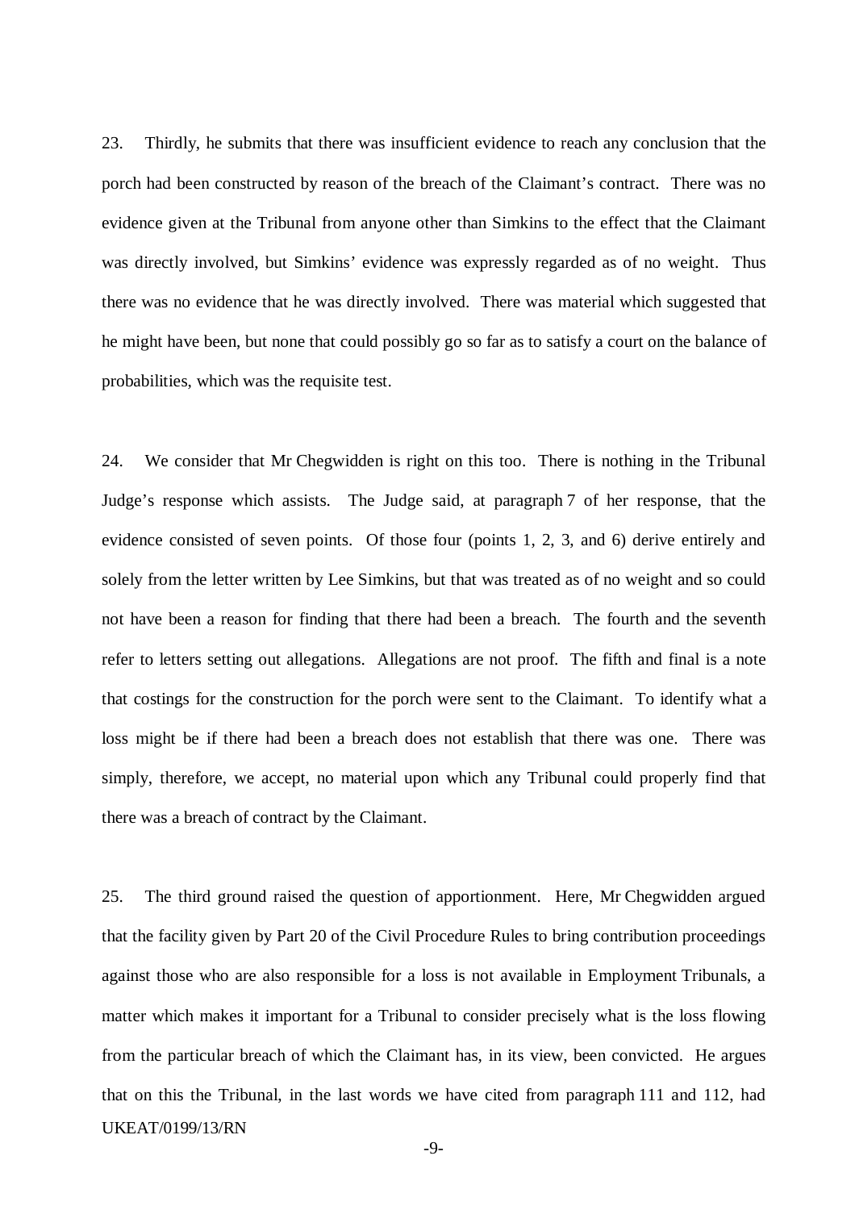23. Thirdly, he submits that there was insufficient evidence to reach any conclusion that the porch had been constructed by reason of the breach of the Claimant's contract. There was no evidence given at the Tribunal from anyone other than Simkins to the effect that the Claimant was directly involved, but Simkins' evidence was expressly regarded as of no weight. Thus there was no evidence that he was directly involved. There was material which suggested that he might have been, but none that could possibly go so far as to satisfy a court on the balance of probabilities, which was the requisite test.

24. We consider that Mr Chegwidden is right on this too. There is nothing in the Tribunal Judge's response which assists. The Judge said, at paragraph 7 of her response, that the evidence consisted of seven points. Of those four (points 1, 2, 3, and 6) derive entirely and solely from the letter written by Lee Simkins, but that was treated as of no weight and so could not have been a reason for finding that there had been a breach. The fourth and the seventh refer to letters setting out allegations. Allegations are not proof. The fifth and final is a note that costings for the construction for the porch were sent to the Claimant. To identify what a loss might be if there had been a breach does not establish that there was one. There was simply, therefore, we accept, no material upon which any Tribunal could properly find that there was a breach of contract by the Claimant.

25. The third ground raised the question of apportionment. Here, Mr Chegwidden argued that the facility given by Part 20 of the Civil Procedure Rules to bring contribution proceedings against those who are also responsible for a loss is not available in Employment Tribunals, a matter which makes it important for a Tribunal to consider precisely what is the loss flowing from the particular breach of which the Claimant has, in its view, been convicted. He argues that on this the Tribunal, in the last words we have cited from paragraph 111 and 112, had

UKEAT/0199/13/RN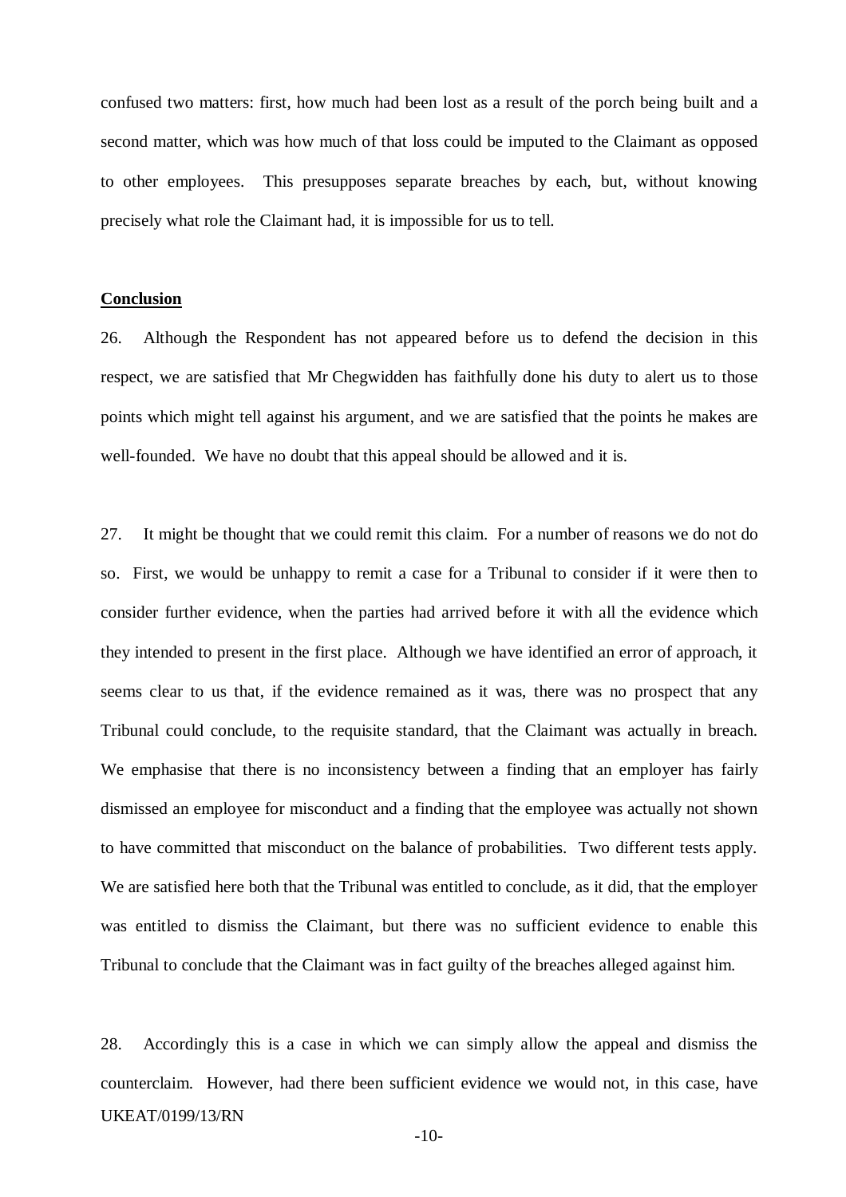confused two matters: first, how much had been lost as a result of the porch being built and a second matter, which was how much of that loss could be imputed to the Claimant as opposed to other employees. This presupposes separate breaches by each, but, without knowing precisely what role the Claimant had, it is impossible for us to tell.

**Conclusion**

26. Although the Respondent has not appeared before us to defend the decision in this respect, we are satisfied that Mr Chegwidden has faithfully done his duty to alert us to those points which might tell against his argument, and we are satisfied that the points he makes are well-founded. We have no doubt that this appeal should be allowed and it is.

27. It might be thought that we could remit this claim. For a number of reasons we do not do so. First, we would be unhappy to remit a case for a Tribunal to consider if it were then to consider further evidence, when the parties had arrived before it with all the evidence which they intended to present in the first place. Although we have identified an error of approach, it seems clear to us that, if the evidence remained as it was, there was no prospect that any Tribunal could conclude, to the requisite standard, that the Claimant was actually in breach. We emphasise that there is no inconsistency between a finding that an employer has fairly dismissed an employee for misconduct and a finding that the employee was actually not shown to have committed that misconduct on the balance of probabilities. Two different tests apply. We are satisfied here both that the Tribunal was entitled to conclude, as it did, that the employer was entitled to dismiss the Claimant, but there was no sufficient evidence to enable this Tribunal to conclude that the Claimant was in fact guilty of the breaches alleged against him.

28. Accordingly this is a case in which we can simply allow the appeal and dismiss the counterclaim. However, had there been sufficient evidence we would not, in this case, have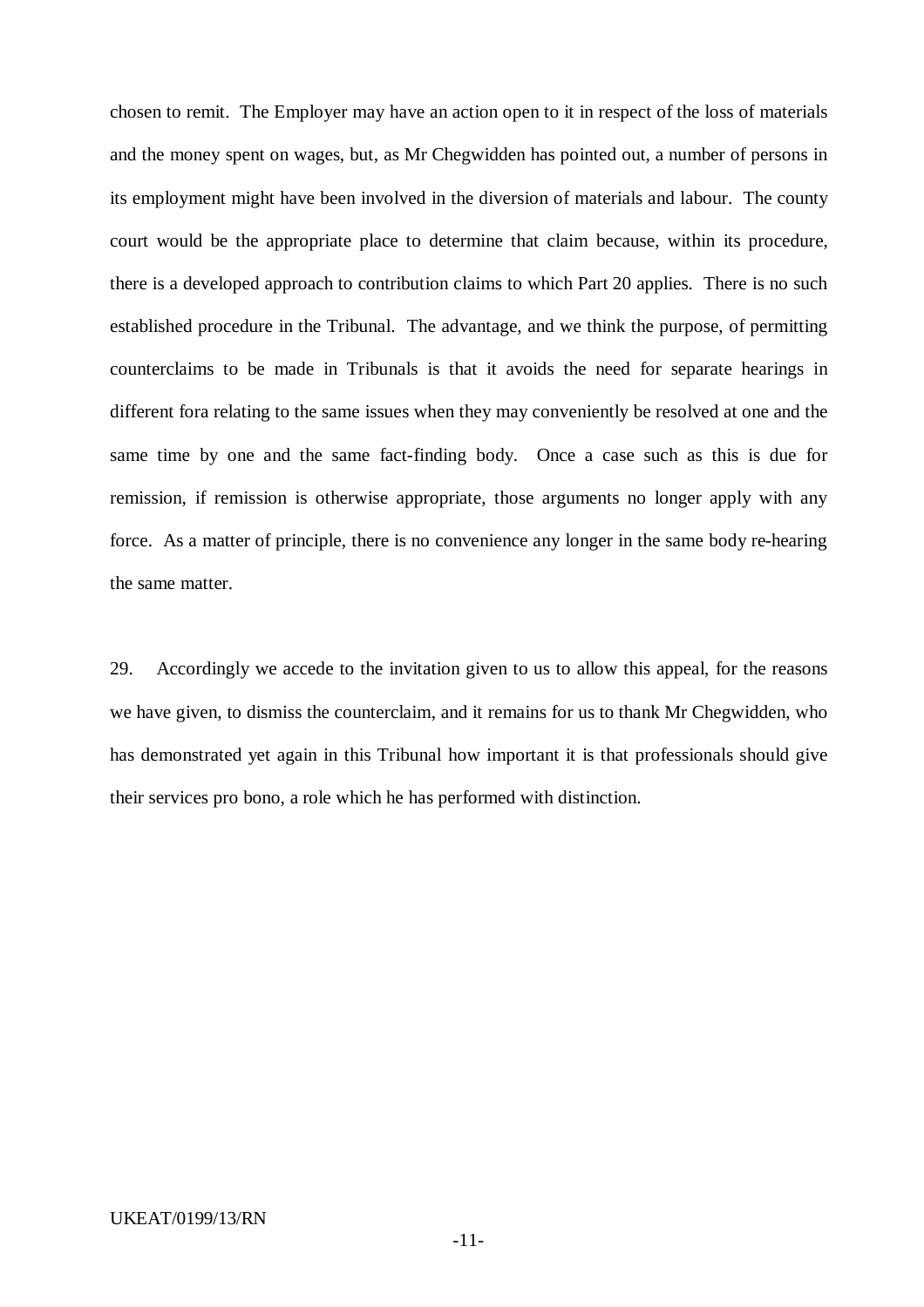chosen to remit. The Employer may have an action open to it in respect of the loss of materials and the money spent on wages, but, as Mr Chegwidden has pointed out, a number of persons in its employment might have been involved in the diversion of materials and labour. The county court would be the appropriate place to determine that claim because, within its procedure, there is a developed approach to contribution claims to which Part 20 applies. There is no such established procedure in the Tribunal. The advantage, and we think the purpose, of permitting counterclaims to be made in Tribunals is that it avoids the need for separate hearings in different fora relating to the same issues when they may conveniently be resolved at one and the same time by one and the same fact-finding body. Once a case such as this is due for remission, if remission is otherwise appropriate, those arguments no longer apply with any force. As a matter of principle, there is no convenience any longer in the same body re-hearing the same matter.

29. Accordingly we accede to the invitation given to us to allow this appeal, for the reasons we have given, to dismiss the counterclaim, and it remains for us to thank Mr Chegwidden, who has demonstrated yet again in this Tribunal how important it is that professionals should give their services pro bono, a role which he has performed with distinction.